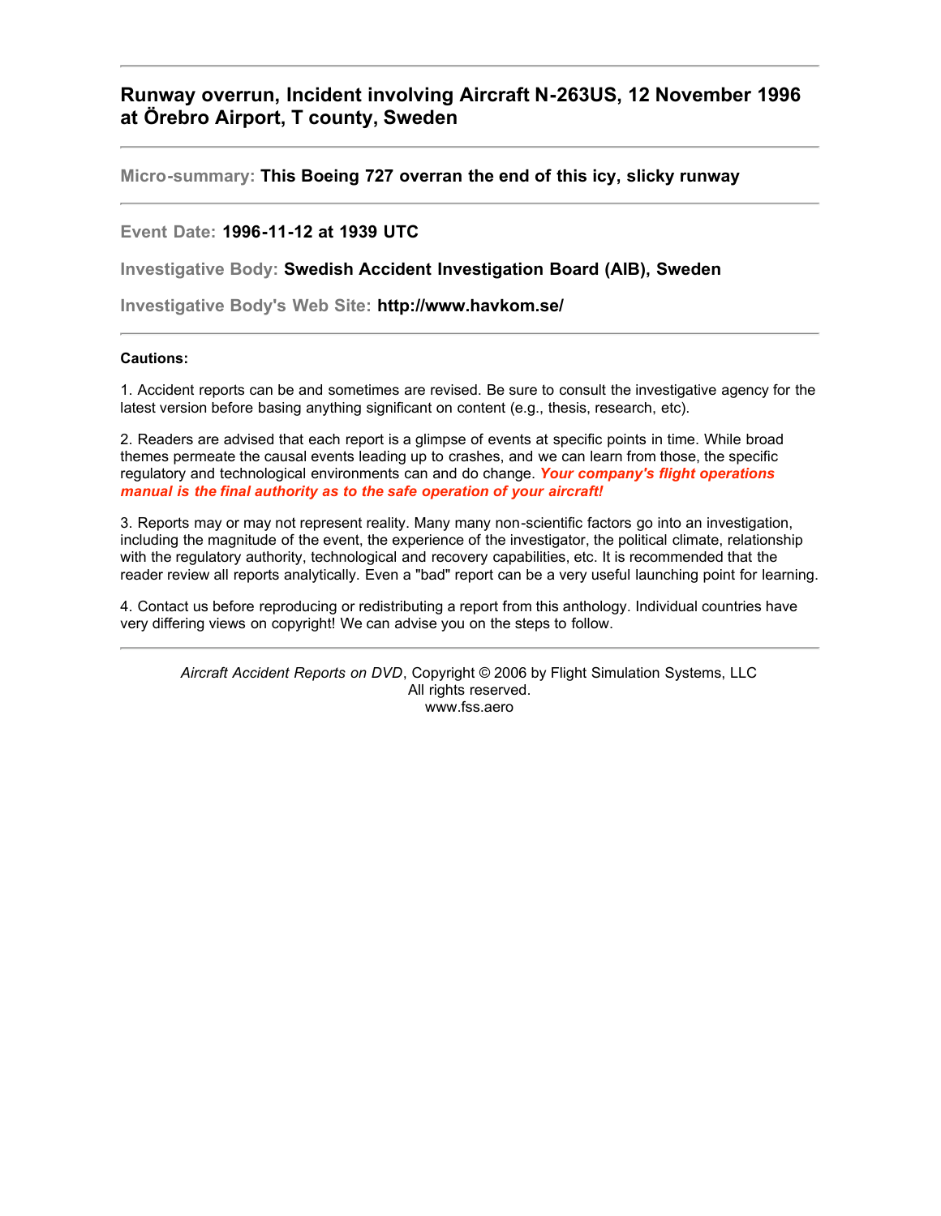# Runway overrun, Incident involving Aircraft N-263US, 12 November 1996 at Örebro Airport, T county, Sweden

---

**Micro-summary:** **This Boeing 727 overran the end of this icy, slicky runway**

---

**Event Date:** **1996-11-12 at 1939 UTC**

**Investigative Body:** **Swedish Accident Investigation Board (AIB), Sweden**

**Investigative Body's Web Site:** **http://www.havkom.se/**

---

**Cautions:**

1. Accident reports can be and sometimes are revised. Be sure to consult the investigative agency for the latest version before basing anything significant on content (e.g., thesis, research, etc).

2. Readers are advised that each report is a glimpse of events at specific points in time. While broad themes permeate the causal events leading up to crashes, and we can learn from those, the specific regulatory and technological environments can and do change. ***Your company's flight operations manual is the final authority as to the safe operation of your aircraft!***

3. Reports may or may not represent reality. Many many non-scientific factors go into an investigation, including the magnitude of the event, the experience of the investigator, the political climate, relationship with the regulatory authority, technological and recovery capabilities, etc. It is recommended that the reader review all reports analytically. Even a "bad" report can be a very useful launching point for learning.

4. Contact us before reproducing or redistributing a report from this anthology. Individual countries have very differing views on copyright! We can advise you on the steps to follow.

---

*Aircraft Accident Reports on DVD*, Copyright © 2006 by Flight Simulation Systems, LLC
All rights reserved.
www.fss.aero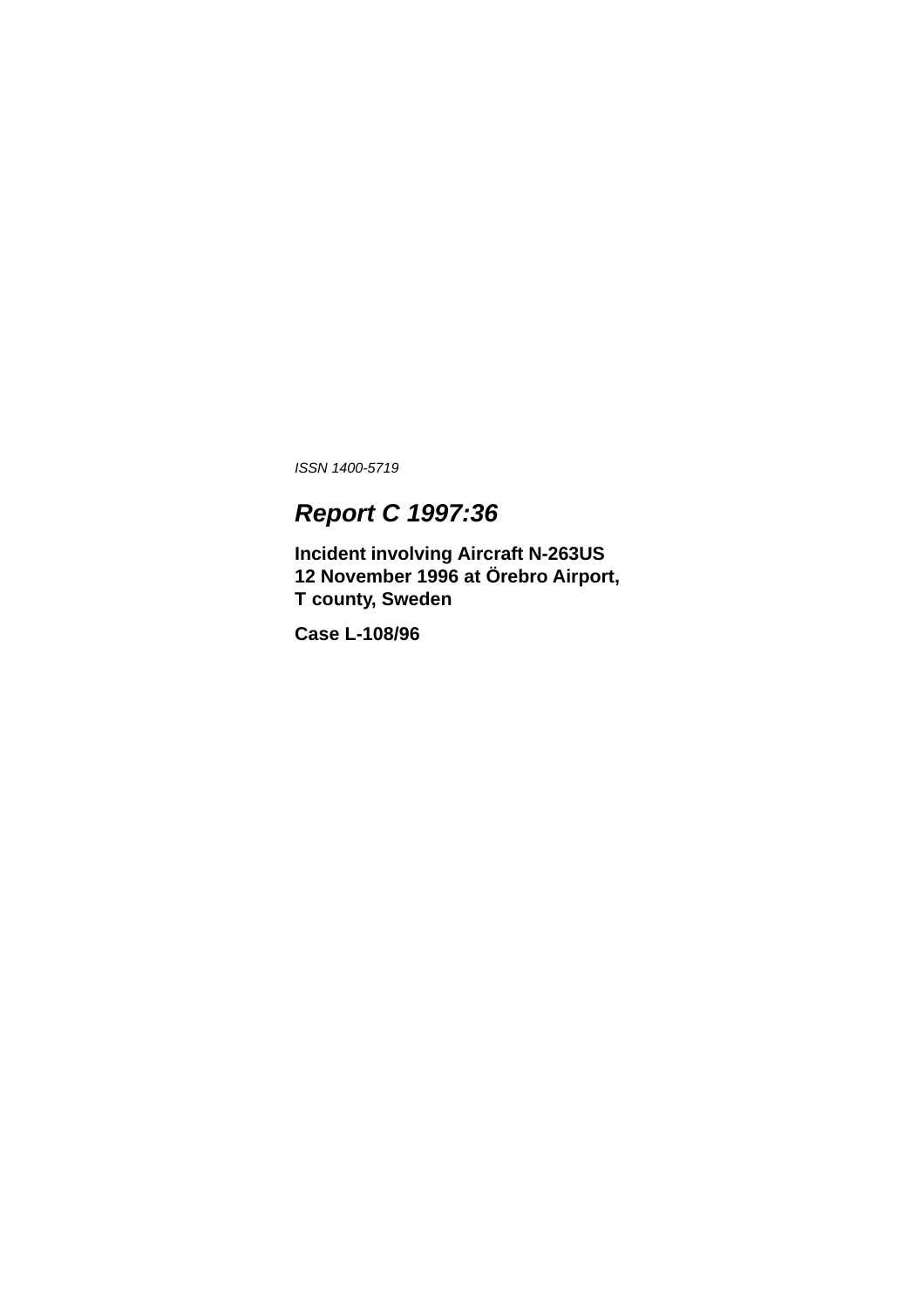*ISSN 1400-5719*

# *Report C 1997:36*

**Incident involving Aircraft N-263US**
**12 November 1996 at Örebro Airport,**
**T county, Sweden**

**Case L-108/96**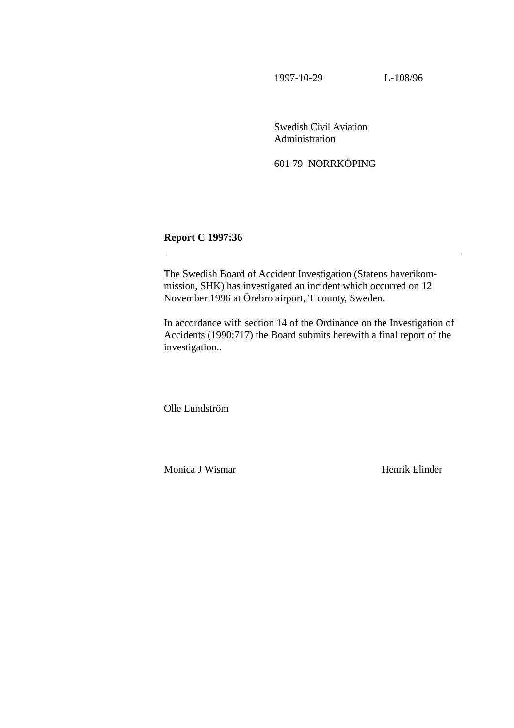1997-10-29 L-108/96

Swedish Civil Aviation
Administration

601 79 NORRKÖPING

**Report C 1997:36**

---

The Swedish Board of Accident Investigation (Statens haverikommission, SHK) has investigated an incident which occurred on 12 November 1996 at Örebro airport, T county, Sweden.

In accordance with section 14 of the Ordinance on the Investigation of Accidents (1990:717) the Board submits herewith a final report of the investigation..

Olle Lundström

Monica J Wismar Henrik Elinder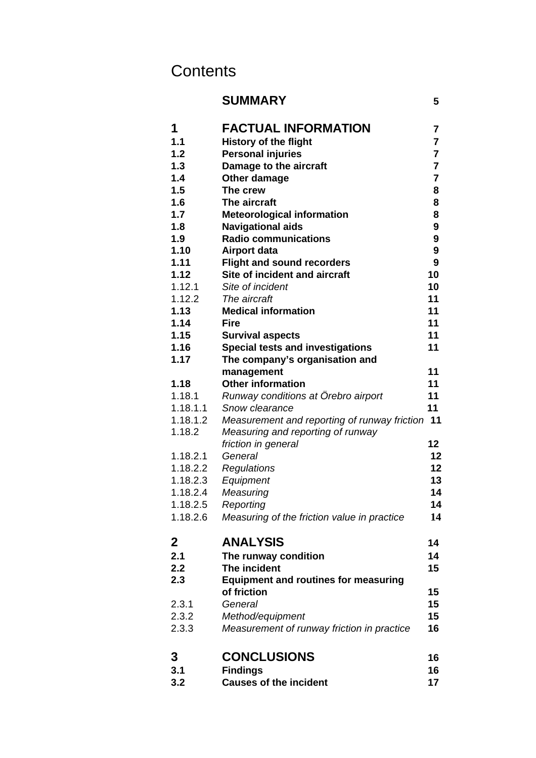# Contents

| | | |
|---|---|---|
| | **SUMMARY** | 5 |
| **1** | **FACTUAL INFORMATION** | **7** |
| **1.1** | **History of the flight** | **7** |
| **1.2** | **Personal injuries** | **7** |
| **1.3** | **Damage to the aircraft** | **7** |
| **1.4** | **Other damage** | **7** |
| **1.5** | **The crew** | **8** |
| **1.6** | **The aircraft** | **8** |
| **1.7** | **Meteorological information** | **8** |
| **1.8** | **Navigational aids** | **9** |
| **1.9** | **Radio communications** | **9** |
| **1.10** | **Airport data** | **9** |
| **1.11** | **Flight and sound recorders** | **9** |
| **1.12** | **Site of incident and aircraft** | **10** |
| 1.12.1 | *Site of incident* | **10** |
| 1.12.2 | *The aircraft* | **11** |
| **1.13** | **Medical information** | **11** |
| **1.14** | **Fire** | **11** |
| **1.15** | **Survival aspects** | **11** |
| **1.16** | **Special tests and investigations** | **11** |
| **1.17** | **The company's organisation and management** | **11** |
| **1.18** | **Other information** | **11** |
| 1.18.1 | *Runway conditions at Örebro airport* | **11** |
| 1.18.1.1 | *Snow clearance* | **11** |
| 1.18.1.2 | *Measurement and reporting of runway friction* | **11** |
| 1.18.2 | *Measuring and reporting of runway friction in general* | **12** |
| 1.18.2.1 | *General* | **12** |
| 1.18.2.2 | *Regulations* | **12** |
| 1.18.2.3 | *Equipment* | **13** |
| 1.18.2.4 | *Measuring* | **14** |
| 1.18.2.5 | *Reporting* | **14** |
| 1.18.2.6 | *Measuring of the friction value in practice* | **14** |
| **2** | **ANALYSIS** | **14** |
| **2.1** | **The runway condition** | **14** |
| **2.2** | **The incident** | **15** |
| **2.3** | **Equipment and routines for measuring of friction** | **15** |
| 2.3.1 | *General* | **15** |
| 2.3.2 | *Method/equipment* | **15** |
| 2.3.3 | *Measurement of runway friction in practice* | **16** |
| **3** | **CONCLUSIONS** | **16** |
| **3.1** | **Findings** | **16** |
| **3.2** | **Causes of the incident** | **17** |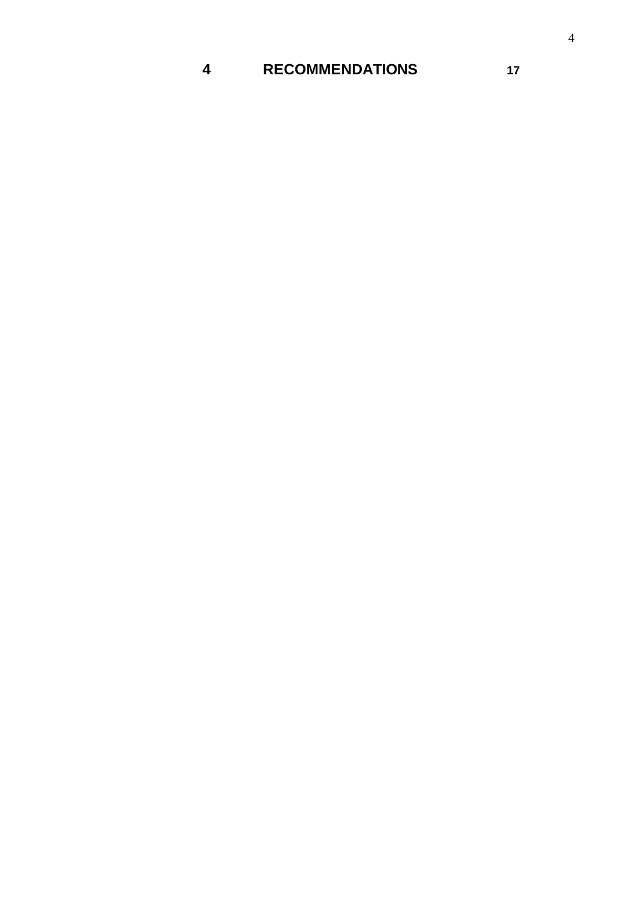**4 RECOMMENDATIONS 17**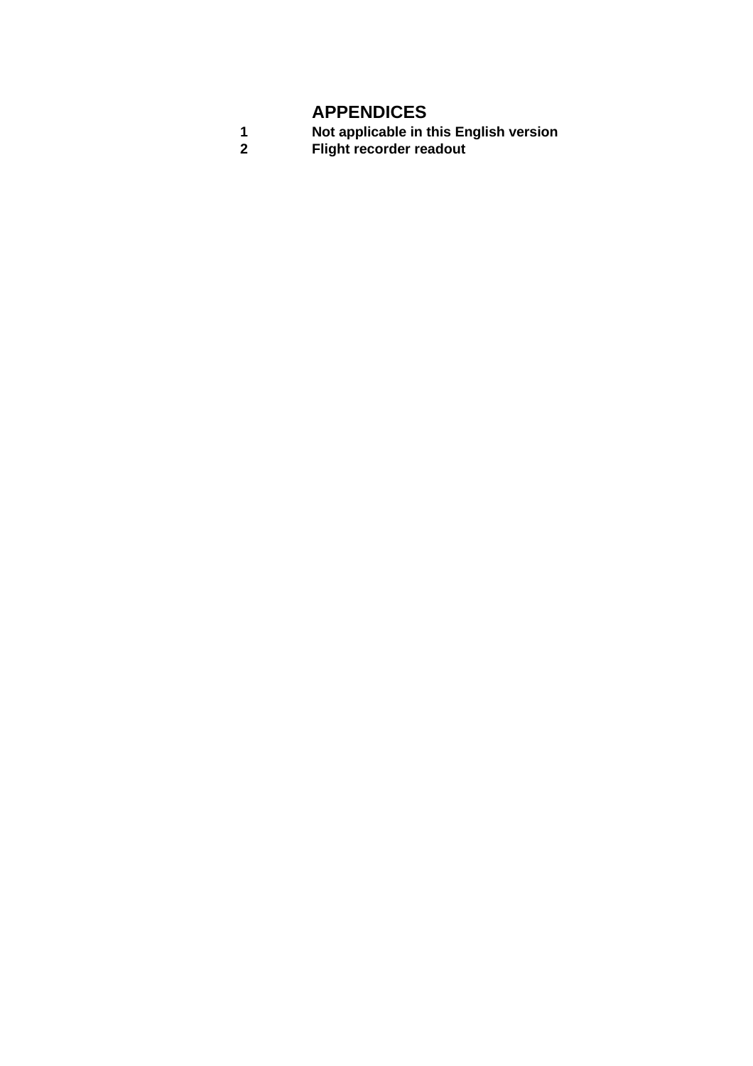# APPENDICES

| | |
|---|---|
| **1** | **Not applicable in this English version** |
| **2** | **Flight recorder readout** |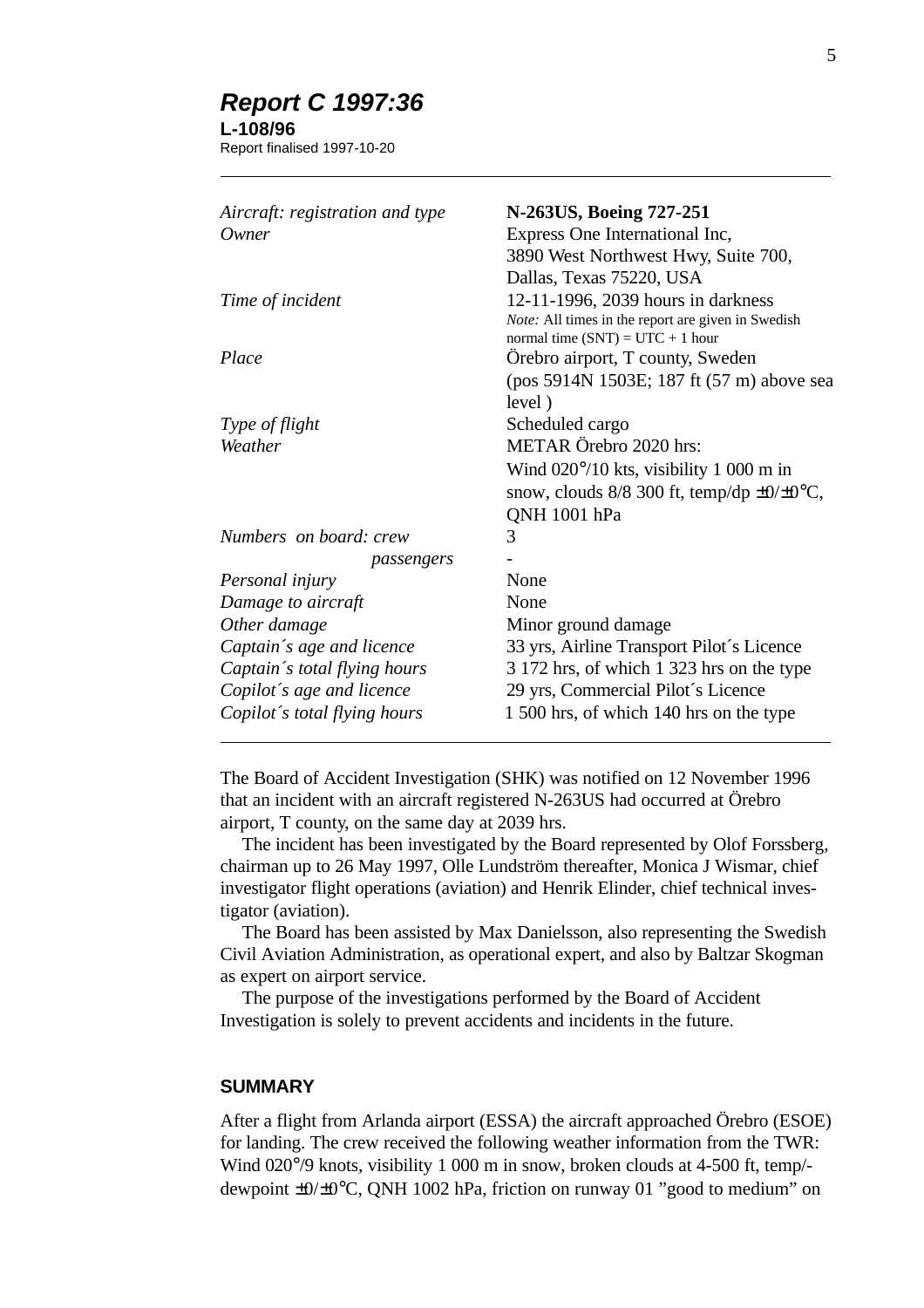## *Report C 1997:36*

**L-108/96**

Report finalised 1997-10-20

---

| | |
|---|---|
| *Aircraft: registration and type* | **N-263US, Boeing 727-251** |
| *Owner* | Express One International Inc, 3890 West Northwest Hwy, Suite 700, Dallas, Texas 75220, USA |
| *Time of incident* | 12-11-1996, 2039 hours in darkness<br>*Note:* All times in the report are given in Swedish normal time (SNT) = UTC + 1 hour |
| *Place* | Örebro airport, T county, Sweden (pos 5914N 1503E; 187 ft (57 m) above sea level ) |
| *Type of flight* | Scheduled cargo |
| *Weather* | METAR Örebro 2020 hrs: Wind 020°/10 kts, visibility 1 000 m in snow, clouds 8/8 300 ft, temp/dp ±0/±0°C, QNH 1001 hPa |
| *Numbers on board: crew* | 3 |
| *passengers* | - |
| *Personal injury* | None |
| *Damage to aircraft* | None |
| *Other damage* | Minor ground damage |
| *Captain´s age and licence* | 33 yrs, Airline Transport Pilot´s Licence |
| *Captain´s total flying hours* | 3 172 hrs, of which 1 323 hrs on the type |
| *Copilot´s age and licence* | 29 yrs, Commercial Pilot´s Licence |
| *Copilot´s total flying hours* | 1 500 hrs, of which 140 hrs on the type |

---

The Board of Accident Investigation (SHK) was notified on 12 November 1996 that an incident with an aircraft registered N-263US had occurred at Örebro airport, T county, on the same day at 2039 hrs.

The incident has been investigated by the Board represented by Olof Forssberg, chairman up to 26 May 1997, Olle Lundström thereafter, Monica J Wismar, chief investigator flight operations (aviation) and Henrik Elinder, chief technical investigator (aviation).

The Board has been assisted by Max Danielsson, also representing the Swedish Civil Aviation Administration, as operational expert, and also by Baltzar Skogman as expert on airport service.

The purpose of the investigations performed by the Board of Accident Investigation is solely to prevent accidents and incidents in the future.

## SUMMARY

After a flight from Arlanda airport (ESSA) the aircraft approached Örebro (ESOE) for landing. The crew received the following weather information from the TWR: Wind 020°/9 knots, visibility 1 000 m in snow, broken clouds at 4-500 ft, temp/-dewpoint ±0/±0°C, QNH 1002 hPa, friction on runway 01 "good to medium" on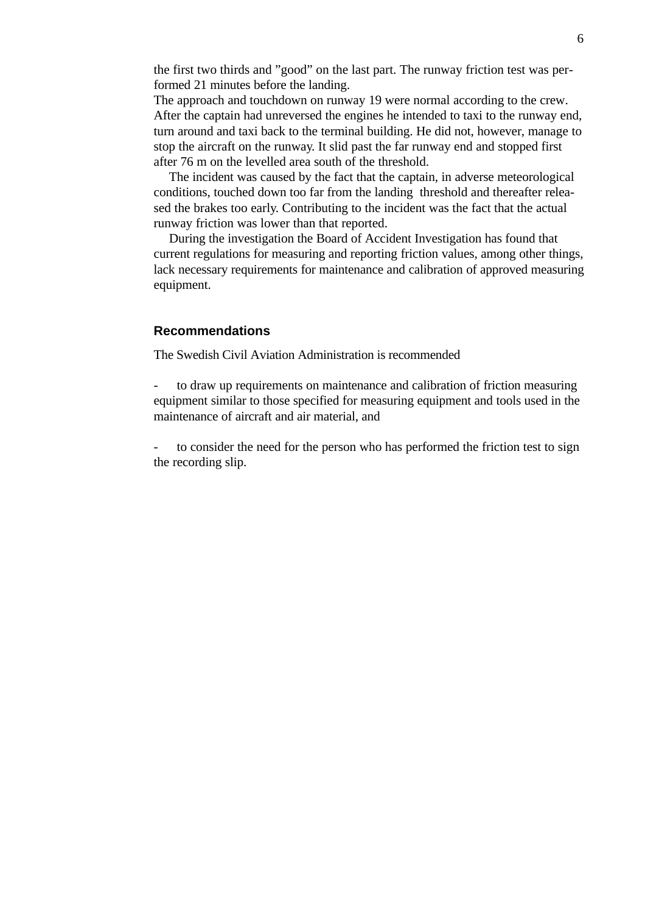the first two thirds and ”good” on the last part. The runway friction test was performed 21 minutes before the landing.
The approach and touchdown on runway 19 were normal according to the crew. After the captain had unreversed the engines he intended to taxi to the runway end, turn around and taxi back to the terminal building. He did not, however, manage to stop the aircraft on the runway. It slid past the far runway end and stopped first after 76 m on the levelled area south of the threshold.

The incident was caused by the fact that the captain, in adverse meteorological conditions, touched down too far from the landing threshold and thereafter released the brakes too early. Contributing to the incident was the fact that the actual runway friction was lower than that reported.

During the investigation the Board of Accident Investigation has found that current regulations for measuring and reporting friction values, among other things, lack necessary requirements for maintenance and calibration of approved measuring equipment.

## Recommendations

The Swedish Civil Aviation Administration is recommended

- to draw up requirements on maintenance and calibration of friction measuring equipment similar to those specified for measuring equipment and tools used in the maintenance of aircraft and air material, and

- to consider the need for the person who has performed the friction test to sign the recording slip.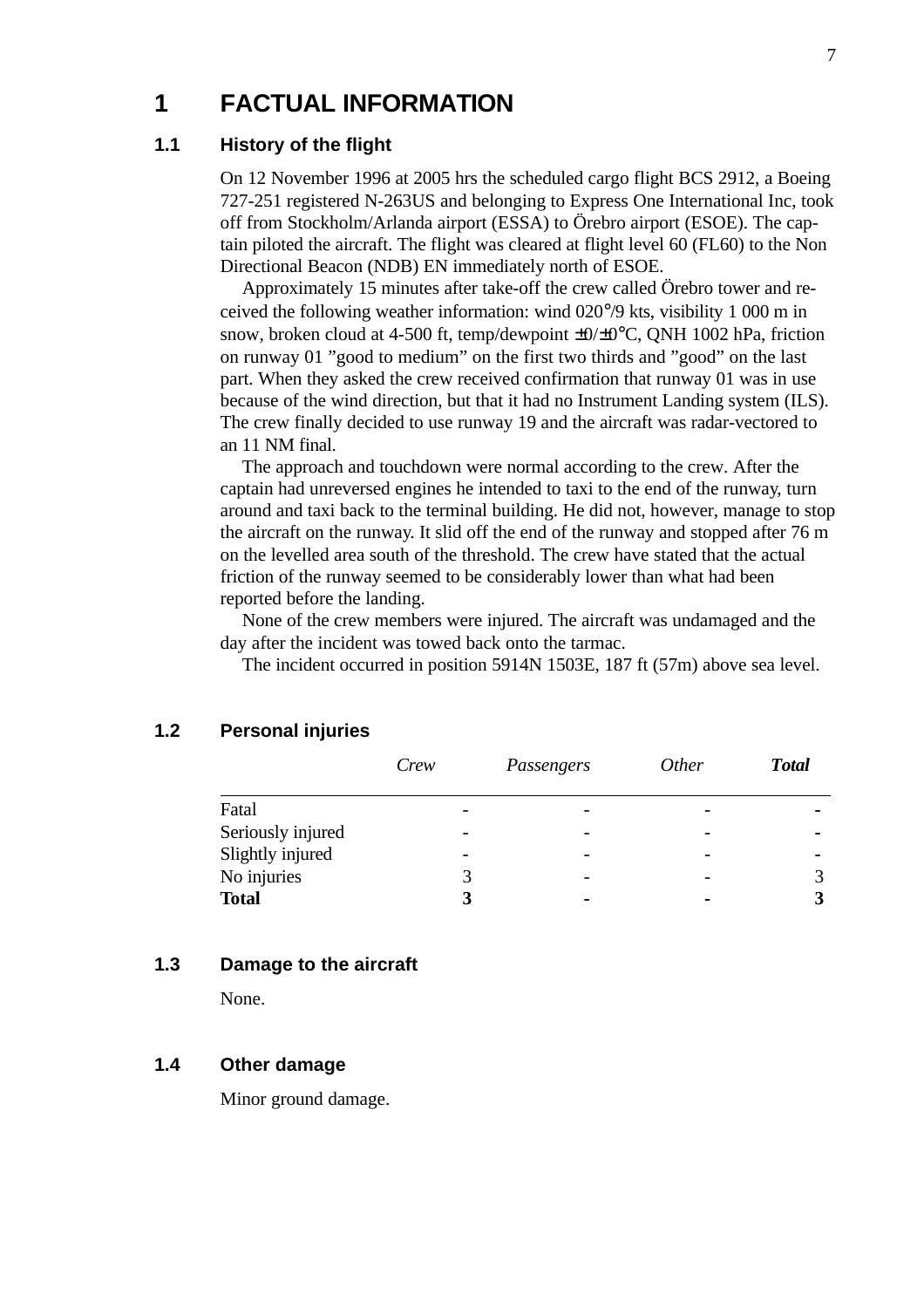# 1 FACTUAL INFORMATION

## 1.1 History of the flight

On 12 November 1996 at 2005 hrs the scheduled cargo flight BCS 2912, a Boeing 727-251 registered N-263US and belonging to Express One International Inc, took off from Stockholm/Arlanda airport (ESSA) to Örebro airport (ESOE). The captain piloted the aircraft. The flight was cleared at flight level 60 (FL60) to the Non Directional Beacon (NDB) EN immediately north of ESOE.

Approximately 15 minutes after take-off the crew called Örebro tower and received the following weather information: wind 020°/9 kts, visibility 1 000 m in snow, broken cloud at 4-500 ft, temp/dewpoint ±0/±0°C, QNH 1002 hPa, friction on runway 01 ”good to medium” on the first two thirds and ”good” on the last part. When they asked the crew received confirmation that runway 01 was in use because of the wind direction, but that it had no Instrument Landing system (ILS). The crew finally decided to use runway 19 and the aircraft was radar-vectored to an 11 NM final.

The approach and touchdown were normal according to the crew. After the captain had unreversed engines he intended to taxi to the end of the runway, turn around and taxi back to the terminal building. He did not, however, manage to stop the aircraft on the runway. It slid off the end of the runway and stopped after 76 m on the levelled area south of the threshold. The crew have stated that the actual friction of the runway seemed to be considerably lower than what had been reported before the landing.

None of the crew members were injured. The aircraft was undamaged and the day after the incident was towed back onto the tarmac.

The incident occurred in position 5914N 1503E, 187 ft (57m) above sea level.

## 1.2 Personal injuries

| | *Crew* | *Passengers* | *Other* | ***Total*** |
|---|---|---|---|---|
| Fatal | - | - | - | **-** |
| Seriously injured | - | - | - | **-** |
| Slightly injured | - | - | - | **-** |
| No injuries | 3 | - | - | 3 |
| **Total** | **3** | **-** | **-** | **3** |

## 1.3 Damage to the aircraft

None.

## 1.4 Other damage

Minor ground damage.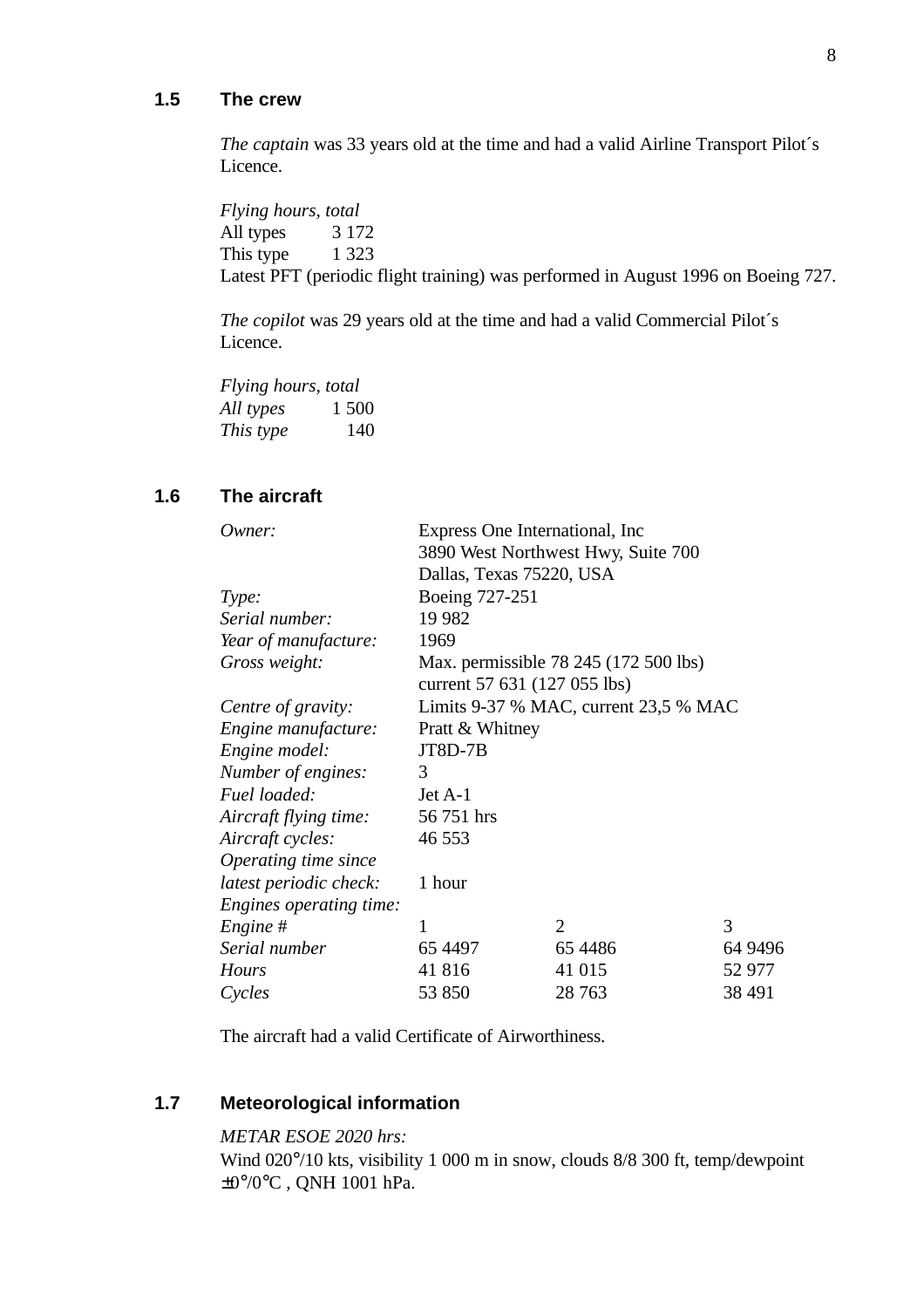## 1.5 The crew

*The captain* was 33 years old at the time and had a valid Airline Transport Pilot´s Licence.

*Flying hours, total*

| | |
|---|---|
| All types | 3 172 |
| This type | 1 323 |

Latest PFT (periodic flight training) was performed in August 1996 on Boeing 727.

*The copilot* was 29 years old at the time and had a valid Commercial Pilot´s Licence.

*Flying hours, total*

| | |
|---|---|
| *All types* | 1 500 |
| *This type* | 140 |

## 1.6 The aircraft

| | | | |
|---|---|---|---|
| *Owner:* | Express One International, Inc<br>3890 West Northwest Hwy, Suite 700<br>Dallas, Texas 75220, USA | | |
| *Type:* | Boeing 727-251 | | |
| *Serial number:* | 19 982 | | |
| *Year of manufacture:* | 1969 | | |
| *Gross weight:* | Max. permissible 78 245 (172 500 lbs)<br>current 57 631 (127 055 lbs) | | |
| *Centre of gravity:* | Limits 9-37 % MAC, current 23,5 % MAC | | |
| *Engine manufacture:* | Pratt & Whitney | | |
| *Engine model:* | JT8D-7B | | |
| *Number of engines:* | 3 | | |
| *Fuel loaded:* | Jet A-1 | | |
| *Aircraft flying time:* | 56 751 hrs | | |
| *Aircraft cycles:* | 46 553 | | |
| *Operating time since latest periodic check:* | 1 hour | | |
| *Engines operating time:* | | | |
| *Engine #* | 1 | 2 | 3 |
| *Serial number* | 65 4497 | 65 4486 | 64 9496 |
| *Hours* | 41 816 | 41 015 | 52 977 |
| *Cycles* | 53 850 | 28 763 | 38 491 |

The aircraft had a valid Certificate of Airworthiness.

## 1.7 Meteorological information

*METAR ESOE 2020 hrs:*
Wind 020°/10 kts, visibility 1 000 m in snow, clouds 8/8 300 ft, temp/dewpoint ±0°/0°C , QNH 1001 hPa.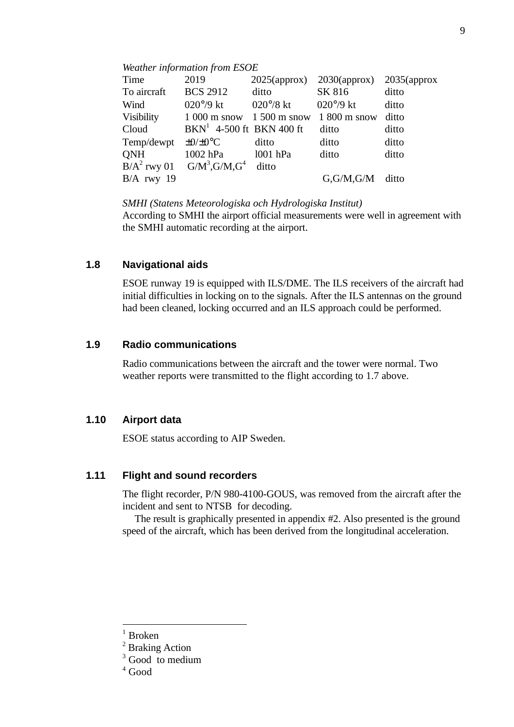*Weather information from ESOE*

| Time | 2019 | 2025(approx) | 2030(approx) | 2035(approx |
|---|---|---|---|---|
| To aircraft | BCS 2912 | ditto | SK 816 | ditto |
| Wind | 020°/9 kt | 020°/8 kt | 020°/9 kt | ditto |
| Visibility | 1 000 m snow | 1 500 m snow | 1 800 m snow | ditto |
| Cloud | BKN[1] 4-500 ft | BKN 400 ft | ditto | ditto |
| Temp/dewpt | ±0/±0°C | ditto | ditto | ditto |
| QNH | 1002 hPa | l001 hPa | ditto | ditto |
| B/A[2] rwy 01 | G/M[3],G/M,G[4] | ditto | | |
| B/A rwy 19 | | | G,G/M,G/M | ditto |

*SMHI (Statens Meteorologiska och Hydrologiska Institut)*
According to SMHI the airport official measurements were well in agreement with the SMHI automatic recording at the airport.

### 1.8 Navigational aids

ESOE runway 19 is equipped with ILS/DME. The ILS receivers of the aircraft had initial difficulties in locking on to the signals. After the ILS antennas on the ground had been cleaned, locking occurred and an ILS approach could be performed.

### 1.9 Radio communications

Radio communications between the aircraft and the tower were normal. Two weather reports were transmitted to the flight according to 1.7 above.

### 1.10 Airport data

ESOE status according to AIP Sweden.

### 1.11 Flight and sound recorders

The flight recorder, P/N 980-4100-GOUS, was removed from the aircraft after the incident and sent to NTSB for decoding.

The result is graphically presented in appendix #2. Also presented is the ground speed of the aircraft, which has been derived from the longitudinal acceleration.

---

[1] Broken
[2] Braking Action
[3] Good to medium
[4] Good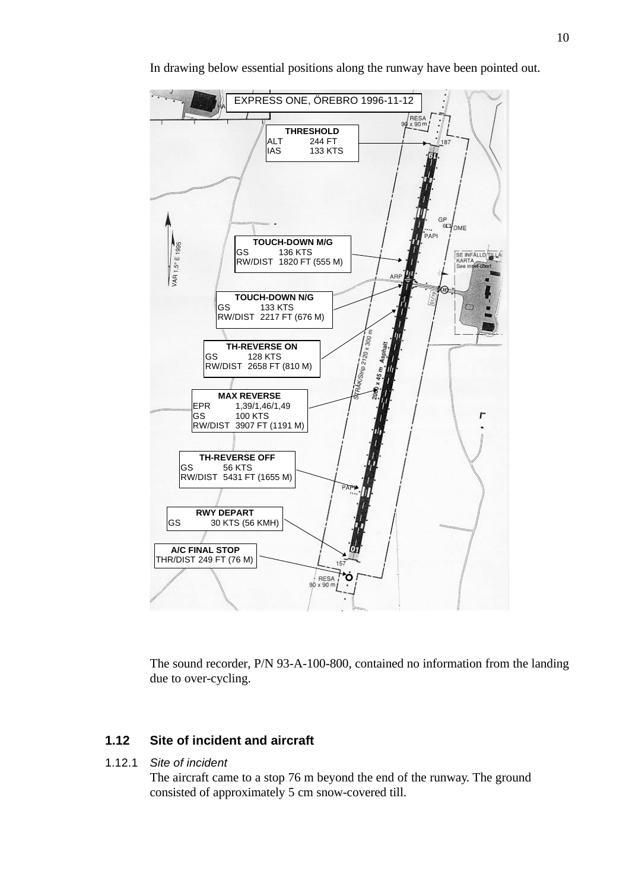In drawing below essential positions along the runway have been pointed out.

EXPRESS ONE, ÖREBRO 1996-11-12

**THRESHOLD**
ALT 244 FT
IAS 133 KTS

**TOUCH-DOWN M/G**
GS 136 KTS
RW/DIST 1820 FT (555 M)

**TOUCH-DOWN N/G**
GS 133 KTS
RW/DIST 2217 FT (676 M)

**TH-REVERSE ON**
GS 128 KTS
RW/DIST 2658 FT (810 M)

**MAX REVERSE**
EPR 1,39/1,46/1,49
GS 100 KTS
RW/DIST 3907 FT (1191 M)

**TH-REVERSE OFF**
GS 56 KTS
RW/DIST 5431 FT (1655 M)

**RWY DEPART**
GS 30 KTS (56 KMH)

**A/C FINAL STOP**
THR/DIST 249 FT (76 M)

The sound recorder, P/N 93-A-100-800, contained no information from the landing due to over-cycling.

## 1.12 Site of incident and aircraft

### 1.12.1 *Site of incident*

The aircraft came to a stop 76 m beyond the end of the runway. The ground consisted of approximately 5 cm snow-covered till.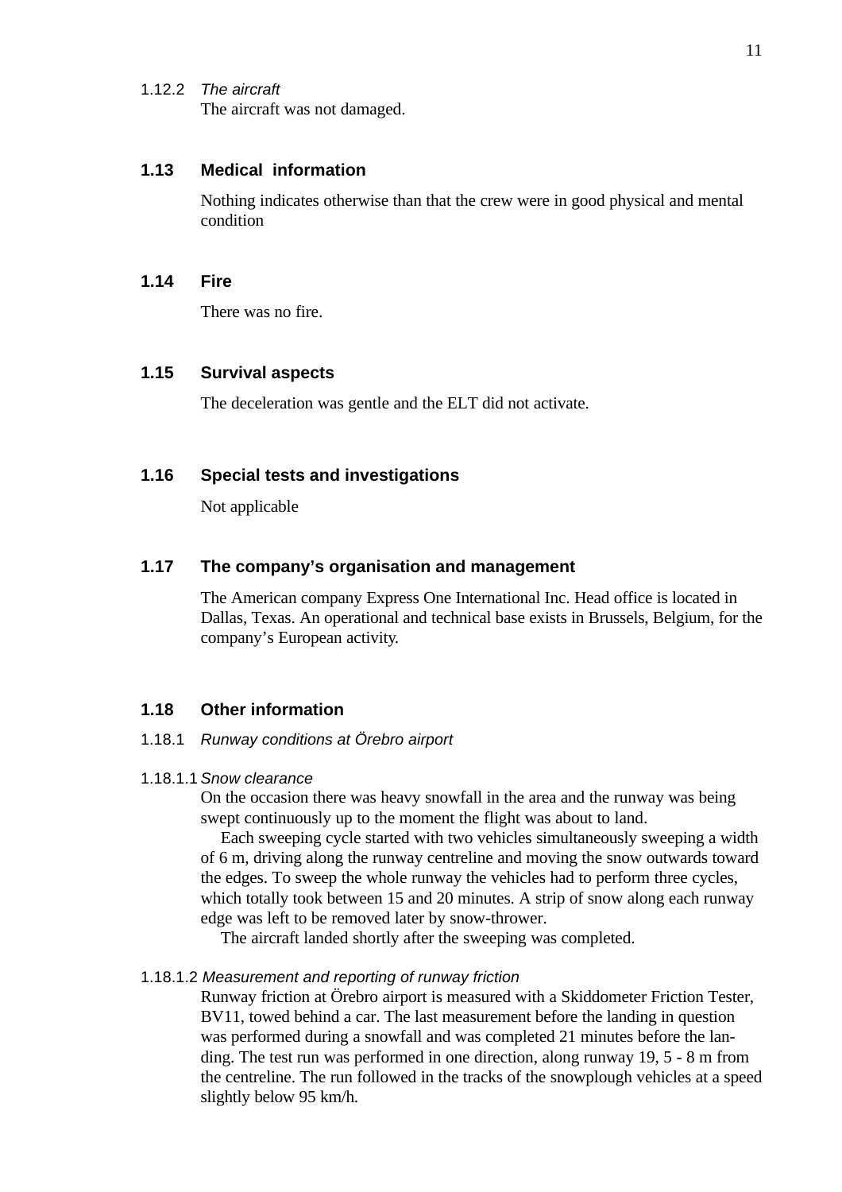#### 1.12.2 *The aircraft*

The aircraft was not damaged.

## 1.13 Medical information

Nothing indicates otherwise than that the crew were in good physical and mental condition

## 1.14 Fire

There was no fire.

## 1.15 Survival aspects

The deceleration was gentle and the ELT did not activate.

## 1.16 Special tests and investigations

Not applicable

## 1.17 The company's organisation and management

The American company Express One International Inc. Head office is located in Dallas, Texas. An operational and technical base exists in Brussels, Belgium, for the company's European activity.

## 1.18 Other information

### 1.18.1 *Runway conditions at Örebro airport*

#### 1.18.1.1 *Snow clearance*

On the occasion there was heavy snowfall in the area and the runway was being swept continuously up to the moment the flight was about to land.

Each sweeping cycle started with two vehicles simultaneously sweeping a width of 6 m, driving along the runway centreline and moving the snow outwards toward the edges. To sweep the whole runway the vehicles had to perform three cycles, which totally took between 15 and 20 minutes. A strip of snow along each runway edge was left to be removed later by snow-thrower.

The aircraft landed shortly after the sweeping was completed.

#### 1.18.1.2 *Measurement and reporting of runway friction*

Runway friction at Örebro airport is measured with a Skiddometer Friction Tester, BV11, towed behind a car. The last measurement before the landing in question was performed during a snowfall and was completed 21 minutes before the landing. The test run was performed in one direction, along runway 19, 5 - 8 m from the centreline. The run followed in the tracks of the snowplough vehicles at a speed slightly below 95 km/h.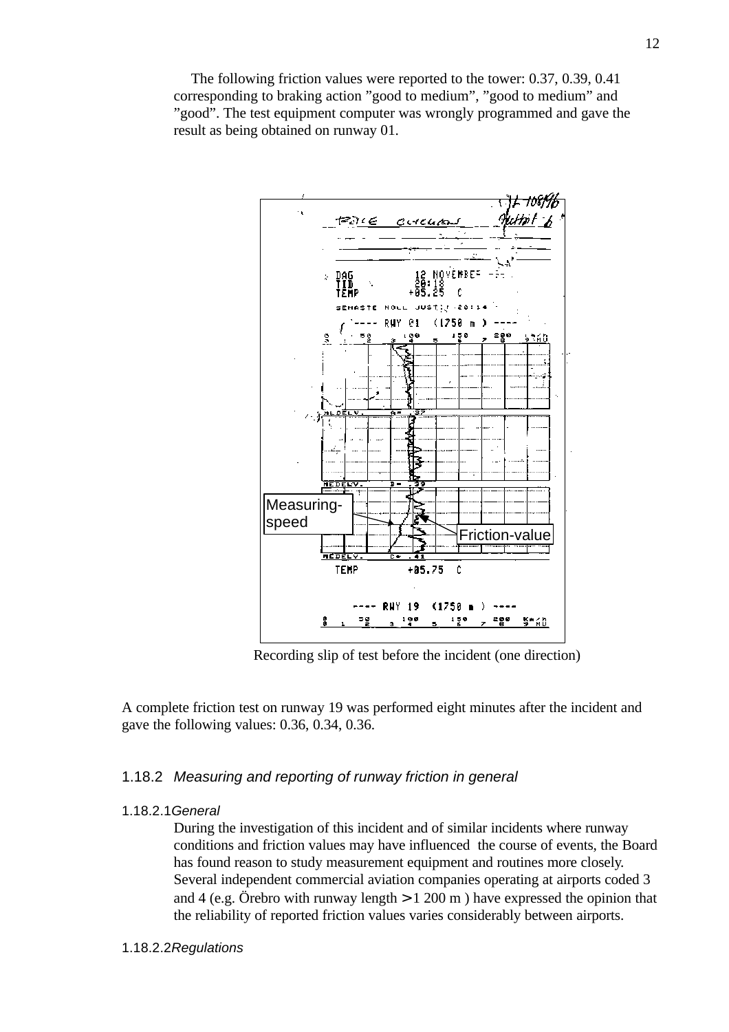The following friction values were reported to the tower: 0.37, 0.39, 0.41 corresponding to braking action ”good to medium”, ”good to medium” and ”good”. The test equipment computer was wrongly programmed and gave the result as being obtained on runway 01.

Recording slip of test before the incident (one direction)

A complete friction test on runway 19 was performed eight minutes after the incident and gave the following values: 0.36, 0.34, 0.36.

### 1.18.2 *Measuring and reporting of runway friction in general*

#### 1.18.2.1 *General*

During the investigation of this incident and of similar incidents where runway conditions and friction values may have influenced the course of events, the Board has found reason to study measurement equipment and routines more closely. Several independent commercial aviation companies operating at airports coded 3 and 4 (e.g. Örebro with runway length > 1 200 m ) have expressed the opinion that the reliability of reported friction values varies considerably between airports.

#### 1.18.2.2 *Regulations*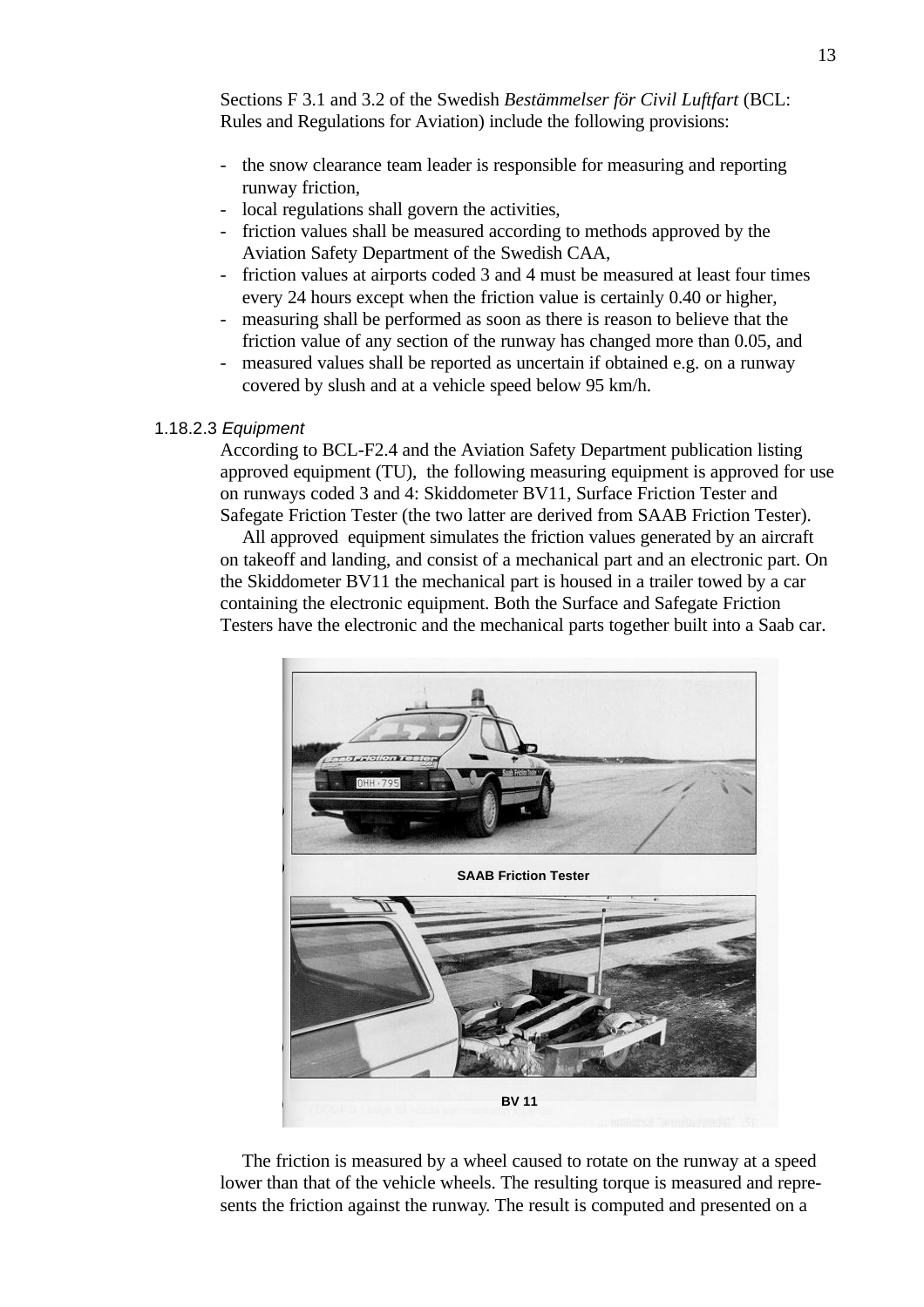Sections F 3.1 and 3.2 of the Swedish *Bestämmelser för Civil Luftfart* (BCL: Rules and Regulations for Aviation) include the following provisions:

- the snow clearance team leader is responsible for measuring and reporting runway friction,
- local regulations shall govern the activities,
- friction values shall be measured according to methods approved by the Aviation Safety Department of the Swedish CAA,
- friction values at airports coded 3 and 4 must be measured at least four times every 24 hours except when the friction value is certainly 0.40 or higher,
- measuring shall be performed as soon as there is reason to believe that the friction value of any section of the runway has changed more than 0.05, and
- measured values shall be reported as uncertain if obtained e.g. on a runway covered by slush and at a vehicle speed below 95 km/h.

#### 1.18.2.3 *Equipment*

According to BCL-F2.4 and the Aviation Safety Department publication listing approved equipment (TU), the following measuring equipment is approved for use on runways coded 3 and 4: Skiddometer BV11, Surface Friction Tester and Safegate Friction Tester (the two latter are derived from SAAB Friction Tester).

All approved equipment simulates the friction values generated by an aircraft on takeoff and landing, and consist of a mechanical part and an electronic part. On the Skiddometer BV11 the mechanical part is housed in a trailer towed by a car containing the electronic equipment. Both the Surface and Safegate Friction Testers have the electronic and the mechanical parts together built into a Saab car.

**SAAB Friction Tester**

**BV 11**

The friction is measured by a wheel caused to rotate on the runway at a speed lower than that of the vehicle wheels. The resulting torque is measured and represents the friction against the runway. The result is computed and presented on a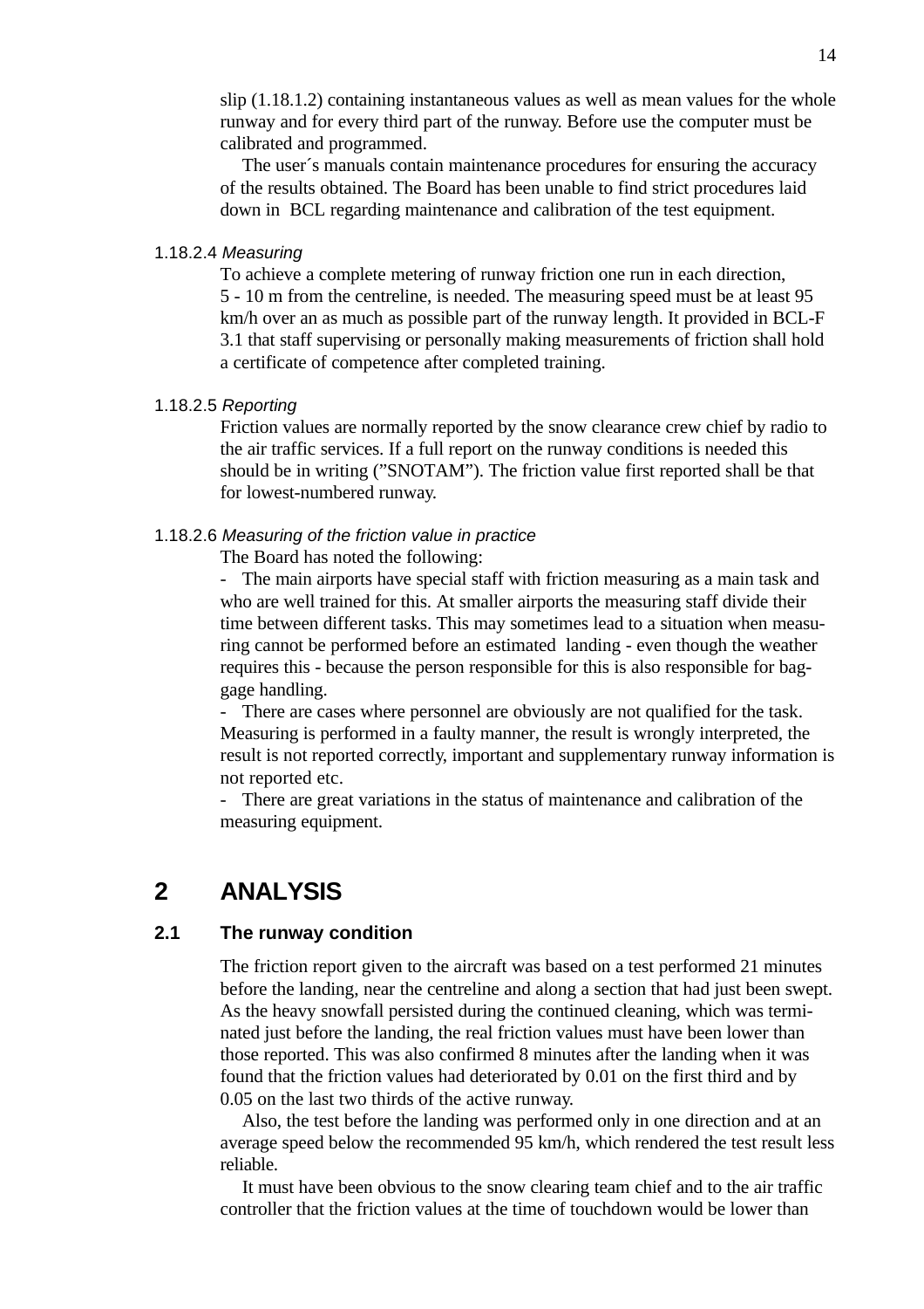slip (1.18.1.2) containing instantaneous values as well as mean values for the whole runway and for every third part of the runway. Before use the computer must be calibrated and programmed.

The user´s manuals contain maintenance procedures for ensuring the accuracy of the results obtained. The Board has been unable to find strict procedures laid down in BCL regarding maintenance and calibration of the test equipment.

1.18.2.4 *Measuring*

To achieve a complete metering of runway friction one run in each direction, 5 - 10 m from the centreline, is needed. The measuring speed must be at least 95 km/h over an as much as possible part of the runway length. It provided in BCL-F 3.1 that staff supervising or personally making measurements of friction shall hold a certificate of competence after completed training.

1.18.2.5 *Reporting*

Friction values are normally reported by the snow clearance crew chief by radio to the air traffic services. If a full report on the runway conditions is needed this should be in writing (”SNOTAM”). The friction value first reported shall be that for lowest-numbered runway.

1.18.2.6 *Measuring of the friction value in practice*

The Board has noted the following:

- The main airports have special staff with friction measuring as a main task and who are well trained for this. At smaller airports the measuring staff divide their time between different tasks. This may sometimes lead to a situation when measuring cannot be performed before an estimated landing - even though the weather requires this - because the person responsible for this is also responsible for baggage handling.
- There are cases where personnel are obviously are not qualified for the task. Measuring is performed in a faulty manner, the result is wrongly interpreted, the result is not reported correctly, important and supplementary runway information is not reported etc.
- There are great variations in the status of maintenance and calibration of the measuring equipment.

# 2 ANALYSIS

## 2.1 The runway condition

The friction report given to the aircraft was based on a test performed 21 minutes before the landing, near the centreline and along a section that had just been swept. As the heavy snowfall persisted during the continued cleaning, which was terminated just before the landing, the real friction values must have been lower than those reported. This was also confirmed 8 minutes after the landing when it was found that the friction values had deteriorated by 0.01 on the first third and by 0.05 on the last two thirds of the active runway.

Also, the test before the landing was performed only in one direction and at an average speed below the recommended 95 km/h, which rendered the test result less reliable.

It must have been obvious to the snow clearing team chief and to the air traffic controller that the friction values at the time of touchdown would be lower than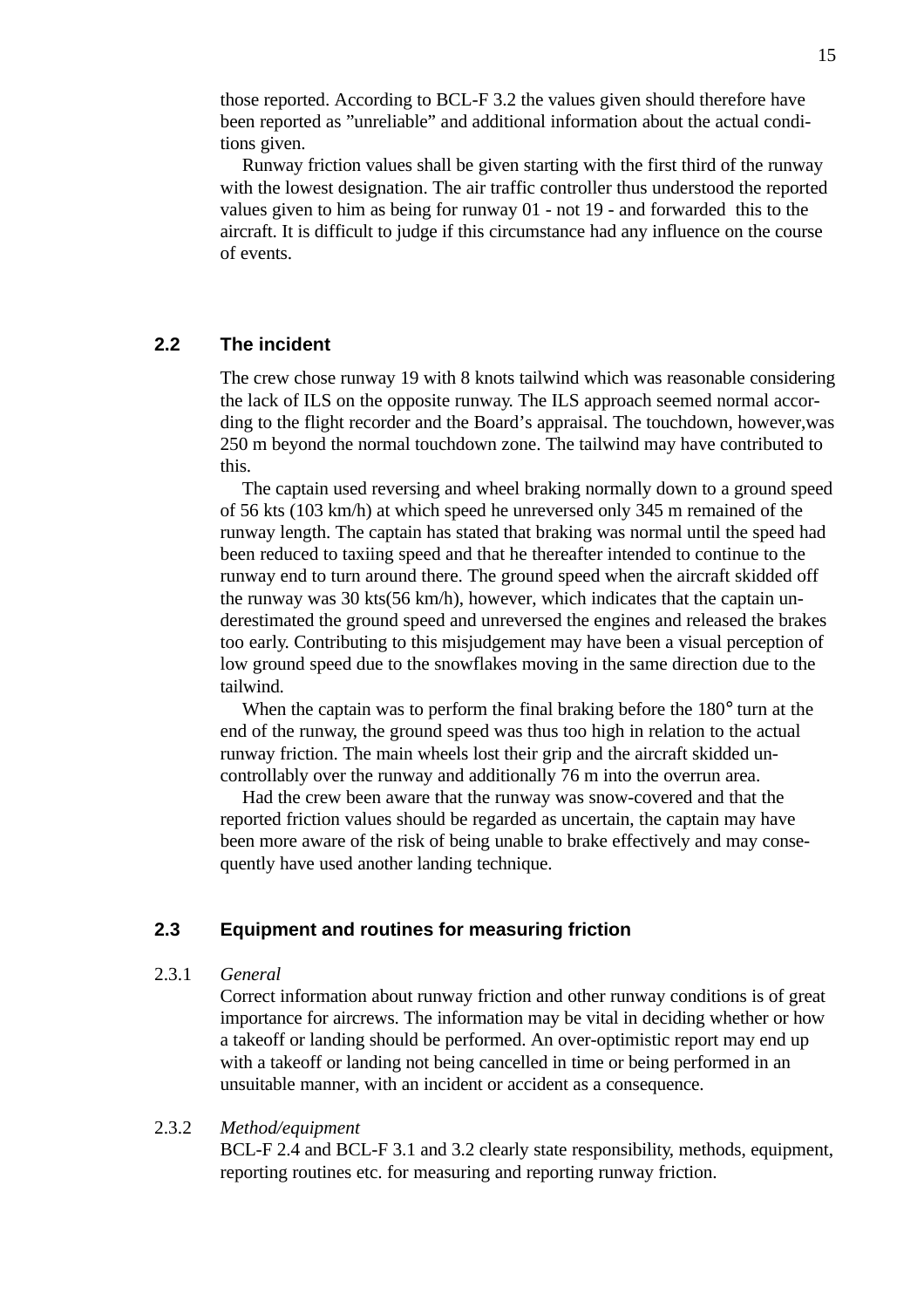those reported. According to BCL-F 3.2 the values given should therefore have been reported as ”unreliable” and additional information about the actual conditions given.

Runway friction values shall be given starting with the first third of the runway with the lowest designation. The air traffic controller thus understood the reported values given to him as being for runway 01 - not 19 - and forwarded this to the aircraft. It is difficult to judge if this circumstance had any influence on the course of events.

## 2.2 The incident

The crew chose runway 19 with 8 knots tailwind which was reasonable considering the lack of ILS on the opposite runway. The ILS approach seemed normal according to the flight recorder and the Board’s appraisal. The touchdown, however,was 250 m beyond the normal touchdown zone. The tailwind may have contributed to this.

The captain used reversing and wheel braking normally down to a ground speed of 56 kts (103 km/h) at which speed he unreversed only 345 m remained of the runway length. The captain has stated that braking was normal until the speed had been reduced to taxiing speed and that he thereafter intended to continue to the runway end to turn around there. The ground speed when the aircraft skidded off the runway was 30 kts(56 km/h), however, which indicates that the captain underestimated the ground speed and unreversed the engines and released the brakes too early. Contributing to this misjudgement may have been a visual perception of low ground speed due to the snowflakes moving in the same direction due to the tailwind.

When the captain was to perform the final braking before the 180° turn at the end of the runway, the ground speed was thus too high in relation to the actual runway friction. The main wheels lost their grip and the aircraft skidded uncontrollably over the runway and additionally 76 m into the overrun area.

Had the crew been aware that the runway was snow-covered and that the reported friction values should be regarded as uncertain, the captain may have been more aware of the risk of being unable to brake effectively and may consequently have used another landing technique.

## 2.3 Equipment and routines for measuring friction

2.3.1 *General*

Correct information about runway friction and other runway conditions is of great importance for aircrews. The information may be vital in deciding whether or how a takeoff or landing should be performed. An over-optimistic report may end up with a takeoff or landing not being cancelled in time or being performed in an unsuitable manner, with an incident or accident as a consequence.

2.3.2 *Method/equipment*

BCL-F 2.4 and BCL-F 3.1 and 3.2 clearly state responsibility, methods, equipment, reporting routines etc. for measuring and reporting runway friction.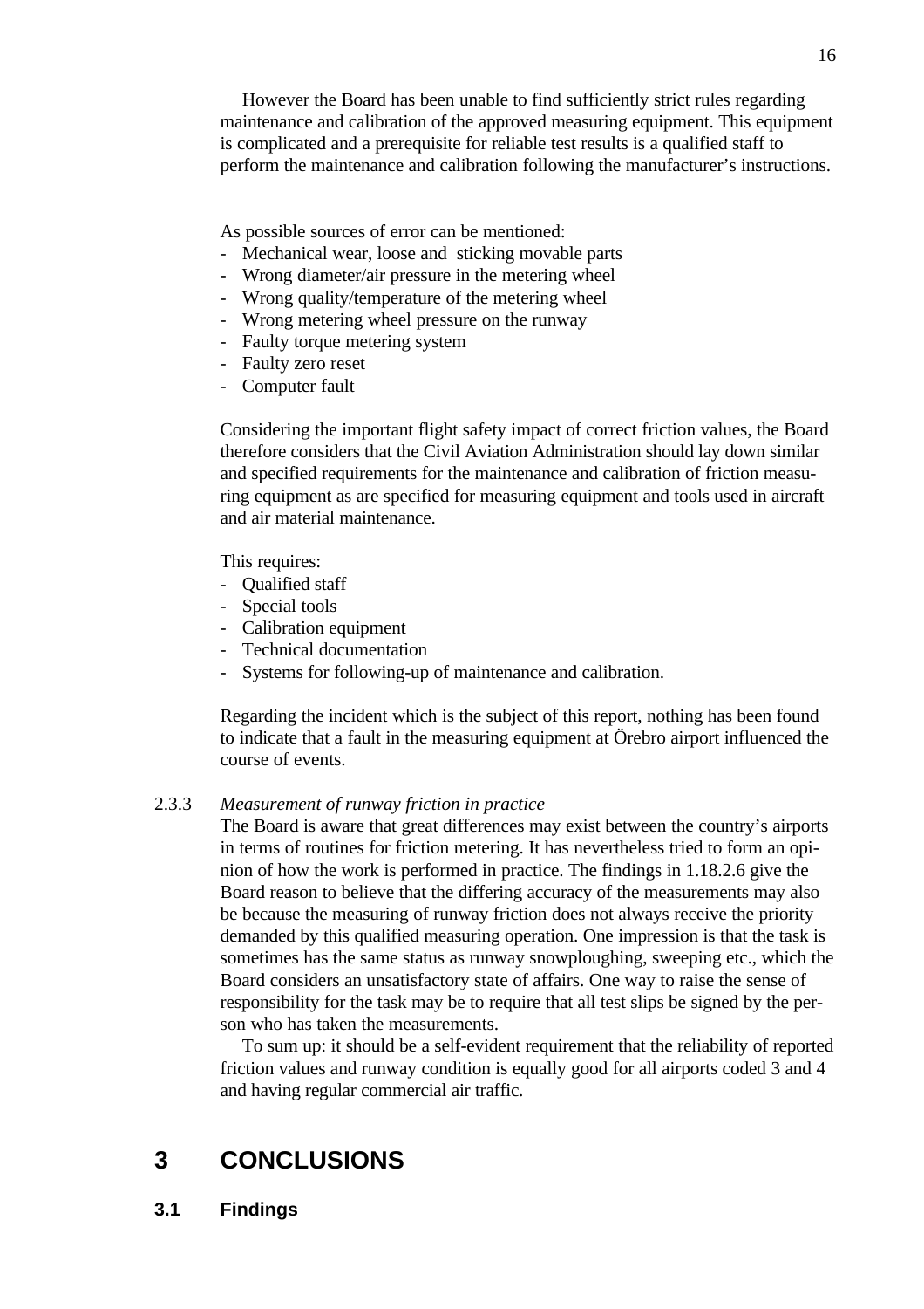However the Board has been unable to find sufficiently strict rules regarding maintenance and calibration of the approved measuring equipment. This equipment is complicated and a prerequisite for reliable test results is a qualified staff to perform the maintenance and calibration following the manufacturer's instructions.

As possible sources of error can be mentioned:
- Mechanical wear, loose and sticking movable parts
- Wrong diameter/air pressure in the metering wheel
- Wrong quality/temperature of the metering wheel
- Wrong metering wheel pressure on the runway
- Faulty torque metering system
- Faulty zero reset
- Computer fault

Considering the important flight safety impact of correct friction values, the Board therefore considers that the Civil Aviation Administration should lay down similar and specified requirements for the maintenance and calibration of friction measuring equipment as are specified for measuring equipment and tools used in aircraft and air material maintenance.

This requires:
- Qualified staff
- Special tools
- Calibration equipment
- Technical documentation
- Systems for following-up of maintenance and calibration.

Regarding the incident which is the subject of this report, nothing has been found to indicate that a fault in the measuring equipment at Örebro airport influenced the course of events.

2.3.3 *Measurement of runway friction in practice*

The Board is aware that great differences may exist between the country's airports in terms of routines for friction metering. It has nevertheless tried to form an opinion of how the work is performed in practice. The findings in 1.18.2.6 give the Board reason to believe that the differing accuracy of the measurements may also be because the measuring of runway friction does not always receive the priority demanded by this qualified measuring operation. One impression is that the task is sometimes has the same status as runway snowploughing, sweeping etc., which the Board considers an unsatisfactory state of affairs. One way to raise the sense of responsibility for the task may be to require that all test slips be signed by the person who has taken the measurements.

To sum up: it should be a self-evident requirement that the reliability of reported friction values and runway condition is equally good for all airports coded 3 and 4 and having regular commercial air traffic.

# 3 CONCLUSIONS

## 3.1 Findings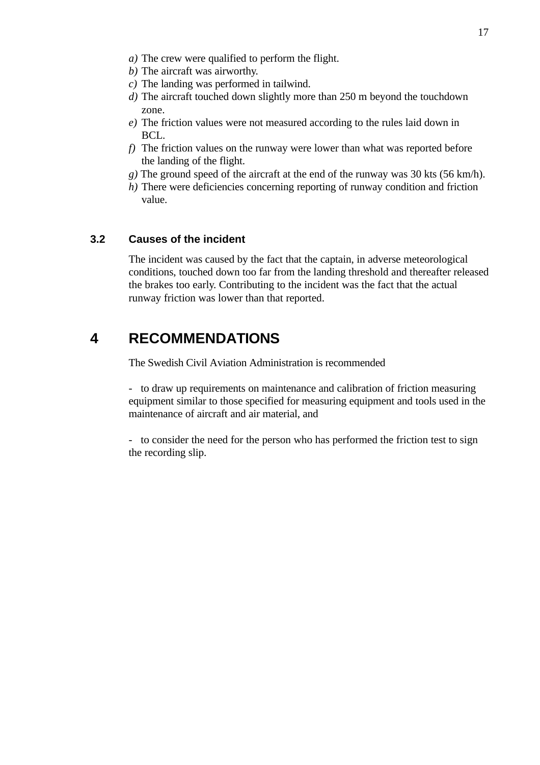*a)* The crew were qualified to perform the flight.
*b)* The aircraft was airworthy.
*c)* The landing was performed in tailwind.
*d)* The aircraft touched down slightly more than 250 m beyond the touchdown zone.
*e)* The friction values were not measured according to the rules laid down in BCL.
*f)* The friction values on the runway were lower than what was reported before the landing of the flight.
*g)* The ground speed of the aircraft at the end of the runway was 30 kts (56 km/h).
*h)* There were deficiencies concerning reporting of runway condition and friction value.

### 3.2 Causes of the incident

The incident was caused by the fact that the captain, in adverse meteorological conditions, touched down too far from the landing threshold and thereafter released the brakes too early. Contributing to the incident was the fact that the actual runway friction was lower than that reported.

## 4 RECOMMENDATIONS

The Swedish Civil Aviation Administration is recommended

- to draw up requirements on maintenance and calibration of friction measuring equipment similar to those specified for measuring equipment and tools used in the maintenance of aircraft and air material, and

- to consider the need for the person who has performed the friction test to sign the recording slip.